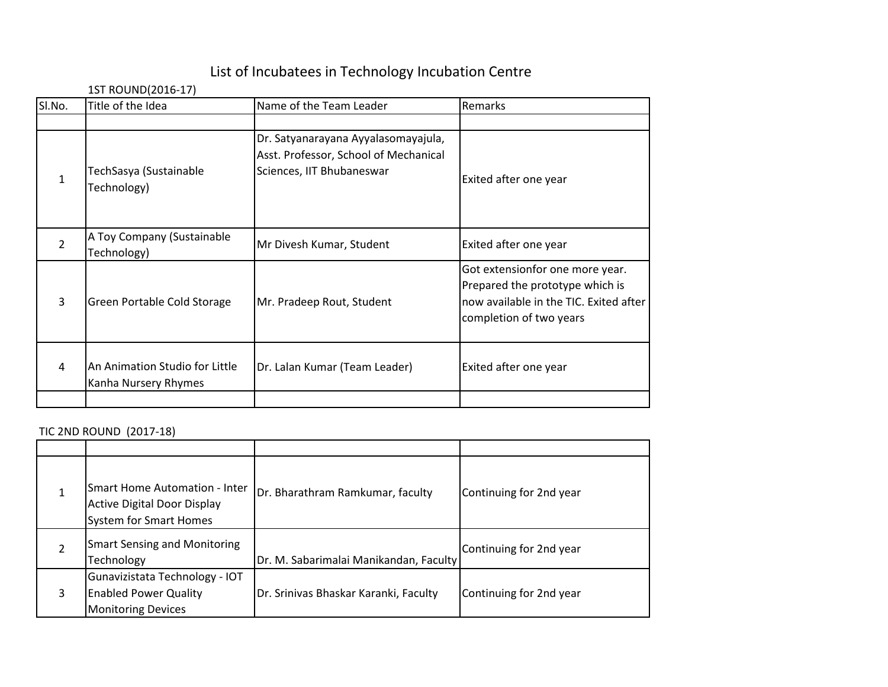# List of Incubatees in Technology Incubation Centre

1ST ROUND(2016-17)

| Sl.No. | Title of the Idea | Name of the Team Leader | Remarks |
|---|---|---|---|
| | | | |
| 1 | TechSasya (Sustainable Technology) | Dr. Satyanarayana Ayyalasomayajula, Asst. Professor, School of Mechanical Sciences, IIT Bhubaneswar | Exited after one year |
| 2 | A Toy Company (Sustainable Technology) | Mr Divesh Kumar, Student | Exited after one year |
| 3 | Green Portable Cold Storage | Mr. Pradeep Rout, Student | Got extensionfor one more year. Prepared the prototype which is now available in the TIC. Exited after completion of two years |
| 4 | An Animation Studio for Little Kanha Nursery Rhymes | Dr. Lalan Kumar (Team Leader) | Exited after one year |
| | | | |

TIC 2ND ROUND (2017-18)

| | | | |
|---|---|---|---|
| 1 | Smart Home Automation - Inter Active Digital Door Display System for Smart Homes | Dr. Bharathram Ramkumar, faculty | Continuing for 2nd year |
| 2 | Smart Sensing and Monitoring Technology | Dr. M. Sabarimalai Manikandan, Faculty | Continuing for 2nd year |
| 3 | Gunavizistata Technology - IOT Enabled Power Quality Monitoring Devices | Dr. Srinivas Bhaskar Karanki, Faculty | Continuing for 2nd year |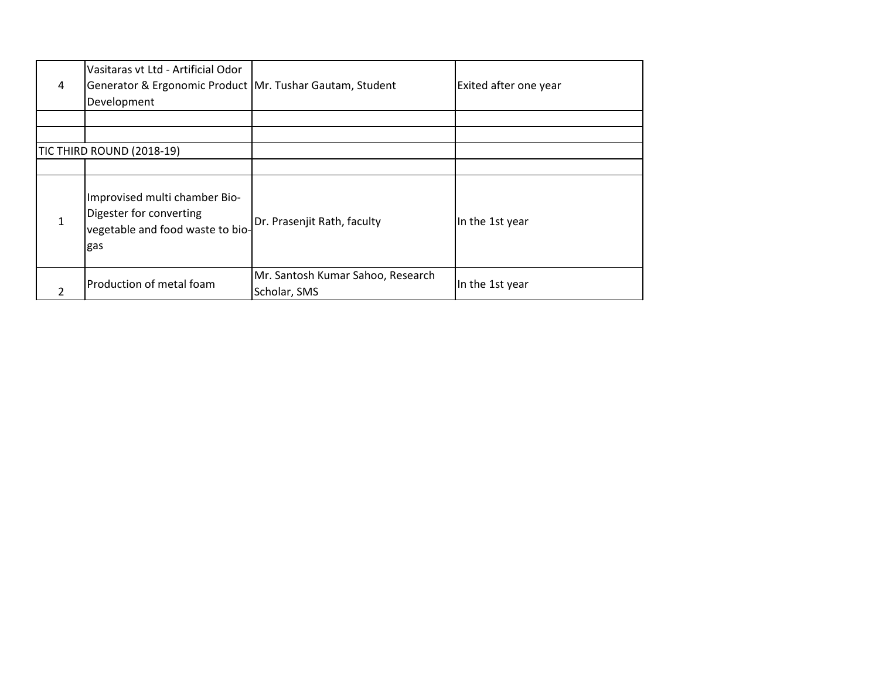| | | | |
|---|---|---|---|
| 4 | Vasitaras vt Ltd - Artificial Odor Generator & Ergonomic Product Development | Mr. Tushar Gautam, Student | Exited after one year |
| | | | |
| | | | |
| TIC THIRD ROUND (2018-19) | | | |
| | | | |
| 1 | Improvised multi chamber Bio-Digester for converting vegetable and food waste to bio-gas | Dr. Prasenjit Rath, faculty | In the 1st year |
| 2 | Production of metal foam | Mr. Santosh Kumar Sahoo, Research Scholar, SMS | In the 1st year |